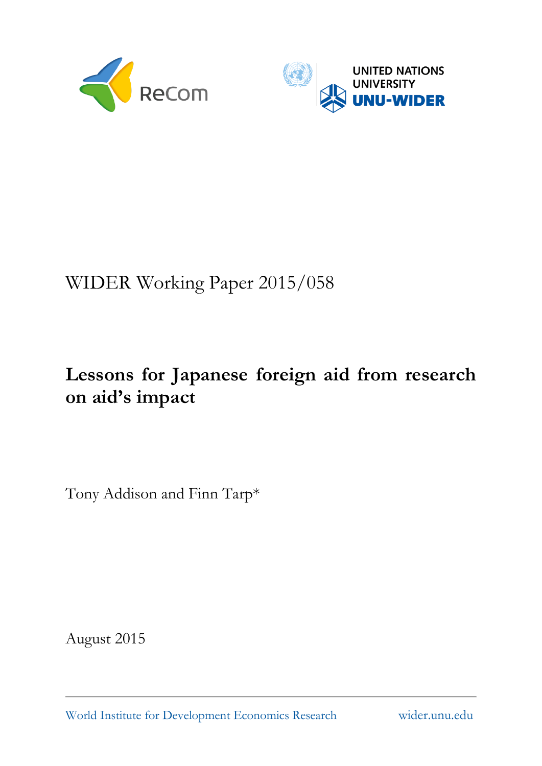ReCom

UNITED NATIONS UNIVERSITY
UNU-WIDER

WIDER Working Paper 2015/058

# Lessons for Japanese foreign aid from research on aid's impact

Tony Addison and Finn Tarp*

August 2015

World Institute for Development Economics Research wider.unu.edu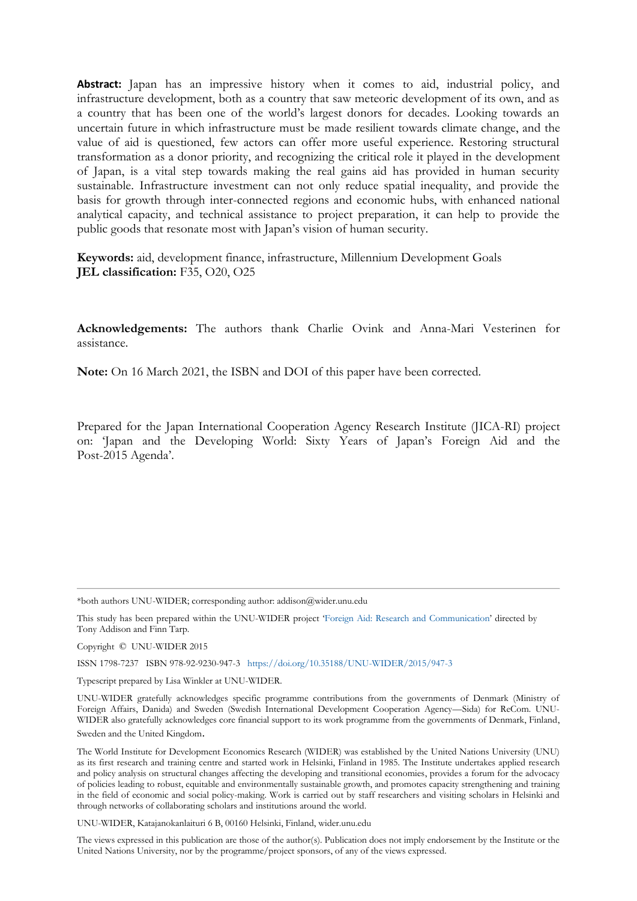**Abstract:** Japan has an impressive history when it comes to aid, industrial policy, and infrastructure development, both as a country that saw meteoric development of its own, and as a country that has been one of the world's largest donors for decades. Looking towards an uncertain future in which infrastructure must be made resilient towards climate change, and the value of aid is questioned, few actors can offer more useful experience. Restoring structural transformation as a donor priority, and recognizing the critical role it played in the development of Japan, is a vital step towards making the real gains aid has provided in human security sustainable. Infrastructure investment can not only reduce spatial inequality, and provide the basis for growth through inter-connected regions and economic hubs, with enhanced national analytical capacity, and technical assistance to project preparation, it can help to provide the public goods that resonate most with Japan's vision of human security.

**Keywords:** aid, development finance, infrastructure, Millennium Development Goals
**JEL classification:** F35, O20, O25

**Acknowledgements:** The authors thank Charlie Ovink and Anna-Mari Vesterinen for assistance.

**Note:** On 16 March 2021, the ISBN and DOI of this paper have been corrected.

Prepared for the Japan International Cooperation Agency Research Institute (JICA-RI) project on: 'Japan and the Developing World: Sixty Years of Japan's Foreign Aid and the Post-2015 Agenda'.

---

*both authors UNU-WIDER; corresponding author: addison@wider.unu.edu

This study has been prepared within the UNU-WIDER project 'Foreign Aid: Research and Communication' directed by Tony Addison and Finn Tarp.

Copyright © UNU-WIDER 2015

ISSN 1798-7237 ISBN 978-92-9230-947-3 https://doi.org/10.35188/UNU-WIDER/2015/947-3

Typescript prepared by Lisa Winkler at UNU-WIDER.

UNU-WIDER gratefully acknowledges specific programme contributions from the governments of Denmark (Ministry of Foreign Affairs, Danida) and Sweden (Swedish International Development Cooperation Agency—Sida) for ReCom. UNU-WIDER also gratefully acknowledges core financial support to its work programme from the governments of Denmark, Finland, Sweden and the United Kingdom.

The World Institute for Development Economics Research (WIDER) was established by the United Nations University (UNU) as its first research and training centre and started work in Helsinki, Finland in 1985. The Institute undertakes applied research and policy analysis on structural changes affecting the developing and transitional economies, provides a forum for the advocacy of policies leading to robust, equitable and environmentally sustainable growth, and promotes capacity strengthening and training in the field of economic and social policy-making. Work is carried out by staff researchers and visiting scholars in Helsinki and through networks of collaborating scholars and institutions around the world.

UNU-WIDER, Katajanokanlaituri 6 B, 00160 Helsinki, Finland, wider.unu.edu

The views expressed in this publication are those of the author(s). Publication does not imply endorsement by the Institute or the United Nations University, nor by the programme/project sponsors, of any of the views expressed.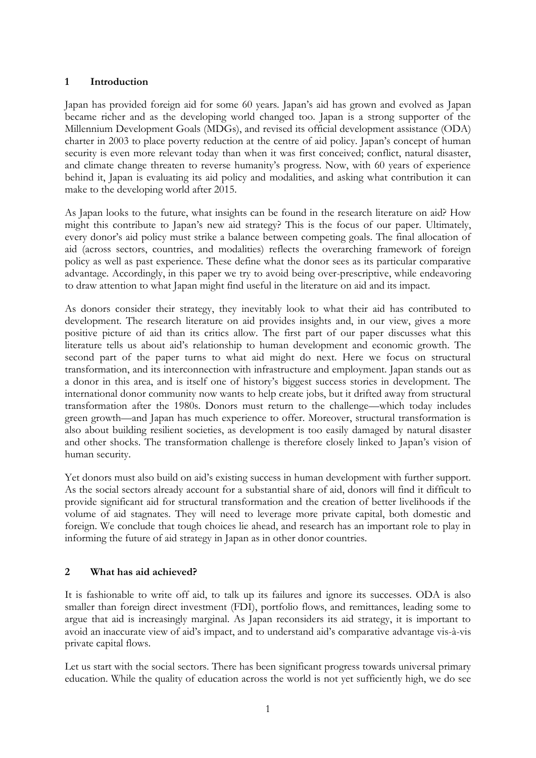## 1 Introduction

Japan has provided foreign aid for some 60 years. Japan's aid has grown and evolved as Japan became richer and as the developing world changed too. Japan is a strong supporter of the Millennium Development Goals (MDGs), and revised its official development assistance (ODA) charter in 2003 to place poverty reduction at the centre of aid policy. Japan's concept of human security is even more relevant today than when it was first conceived; conflict, natural disaster, and climate change threaten to reverse humanity's progress. Now, with 60 years of experience behind it, Japan is evaluating its aid policy and modalities, and asking what contribution it can make to the developing world after 2015.

As Japan looks to the future, what insights can be found in the research literature on aid? How might this contribute to Japan's new aid strategy? This is the focus of our paper. Ultimately, every donor's aid policy must strike a balance between competing goals. The final allocation of aid (across sectors, countries, and modalities) reflects the overarching framework of foreign policy as well as past experience. These define what the donor sees as its particular comparative advantage. Accordingly, in this paper we try to avoid being over-prescriptive, while endeavoring to draw attention to what Japan might find useful in the literature on aid and its impact.

As donors consider their strategy, they inevitably look to what their aid has contributed to development. The research literature on aid provides insights and, in our view, gives a more positive picture of aid than its critics allow. The first part of our paper discusses what this literature tells us about aid's relationship to human development and economic growth. The second part of the paper turns to what aid might do next. Here we focus on structural transformation, and its interconnection with infrastructure and employment. Japan stands out as a donor in this area, and is itself one of history's biggest success stories in development. The international donor community now wants to help create jobs, but it drifted away from structural transformation after the 1980s. Donors must return to the challenge—which today includes green growth—and Japan has much experience to offer. Moreover, structural transformation is also about building resilient societies, as development is too easily damaged by natural disaster and other shocks. The transformation challenge is therefore closely linked to Japan's vision of human security.

Yet donors must also build on aid's existing success in human development with further support. As the social sectors already account for a substantial share of aid, donors will find it difficult to provide significant aid for structural transformation and the creation of better livelihoods if the volume of aid stagnates. They will need to leverage more private capital, both domestic and foreign. We conclude that tough choices lie ahead, and research has an important role to play in informing the future of aid strategy in Japan as in other donor countries.

## 2 What has aid achieved?

It is fashionable to write off aid, to talk up its failures and ignore its successes. ODA is also smaller than foreign direct investment (FDI), portfolio flows, and remittances, leading some to argue that aid is increasingly marginal. As Japan reconsiders its aid strategy, it is important to avoid an inaccurate view of aid's impact, and to understand aid's comparative advantage vis-à-vis private capital flows.

Let us start with the social sectors. There has been significant progress towards universal primary education. While the quality of education across the world is not yet sufficiently high, we do see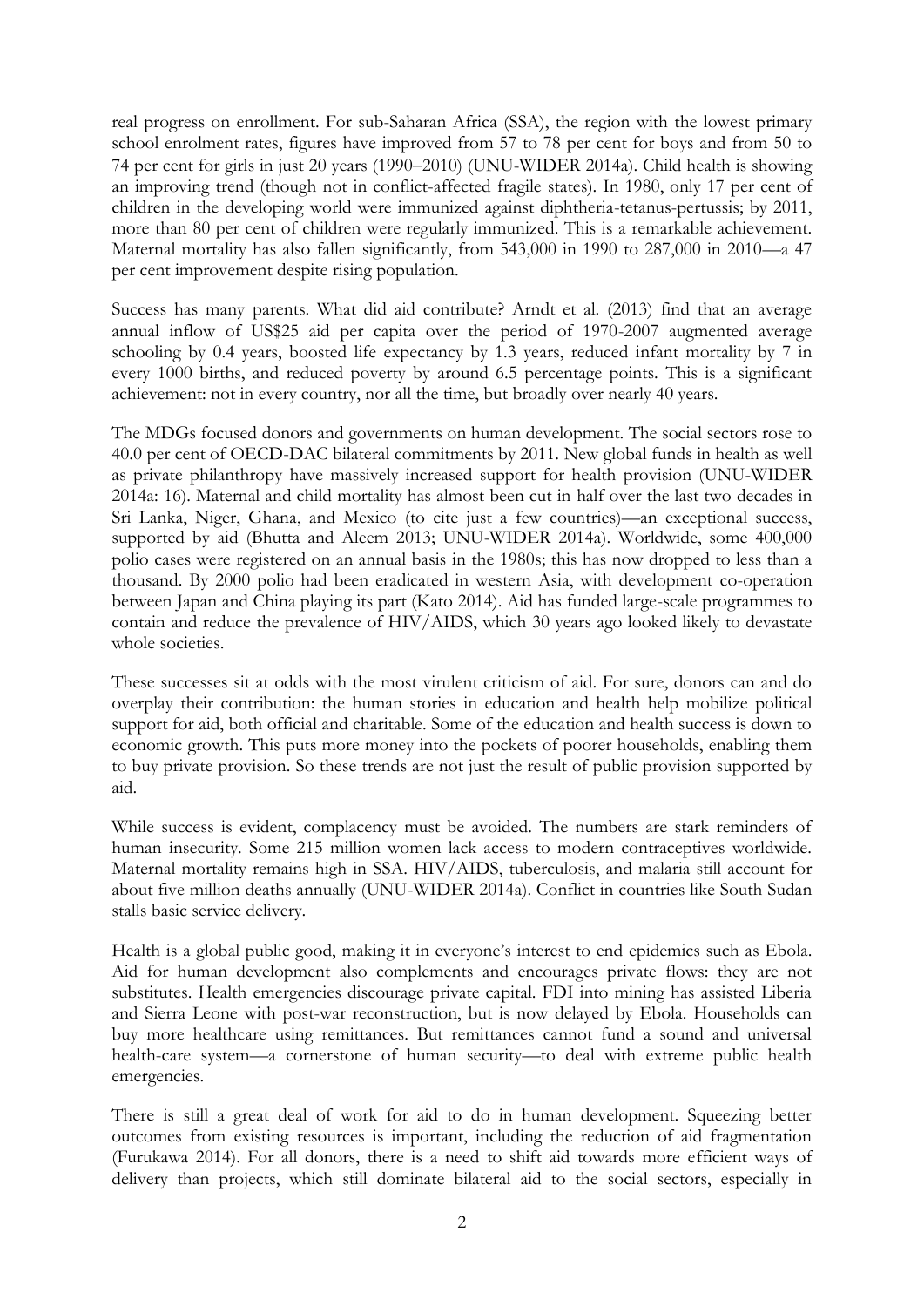real progress on enrollment. For sub-Saharan Africa (SSA), the region with the lowest primary school enrolment rates, figures have improved from 57 to 78 per cent for boys and from 50 to 74 per cent for girls in just 20 years (1990–2010) (UNU-WIDER 2014a). Child health is showing an improving trend (though not in conflict-affected fragile states). In 1980, only 17 per cent of children in the developing world were immunized against diphtheria-tetanus-pertussis; by 2011, more than 80 per cent of children were regularly immunized. This is a remarkable achievement. Maternal mortality has also fallen significantly, from 543,000 in 1990 to 287,000 in 2010—a 47 per cent improvement despite rising population.

Success has many parents. What did aid contribute? Arndt et al. (2013) find that an average annual inflow of US$25 aid per capita over the period of 1970-2007 augmented average schooling by 0.4 years, boosted life expectancy by 1.3 years, reduced infant mortality by 7 in every 1000 births, and reduced poverty by around 6.5 percentage points. This is a significant achievement: not in every country, nor all the time, but broadly over nearly 40 years.

The MDGs focused donors and governments on human development. The social sectors rose to 40.0 per cent of OECD-DAC bilateral commitments by 2011. New global funds in health as well as private philanthropy have massively increased support for health provision (UNU-WIDER 2014a: 16). Maternal and child mortality has almost been cut in half over the last two decades in Sri Lanka, Niger, Ghana, and Mexico (to cite just a few countries)—an exceptional success, supported by aid (Bhutta and Aleem 2013; UNU-WIDER 2014a). Worldwide, some 400,000 polio cases were registered on an annual basis in the 1980s; this has now dropped to less than a thousand. By 2000 polio had been eradicated in western Asia, with development co-operation between Japan and China playing its part (Kato 2014). Aid has funded large-scale programmes to contain and reduce the prevalence of HIV/AIDS, which 30 years ago looked likely to devastate whole societies.

These successes sit at odds with the most virulent criticism of aid. For sure, donors can and do overplay their contribution: the human stories in education and health help mobilize political support for aid, both official and charitable. Some of the education and health success is down to economic growth. This puts more money into the pockets of poorer households, enabling them to buy private provision. So these trends are not just the result of public provision supported by aid.

While success is evident, complacency must be avoided. The numbers are stark reminders of human insecurity. Some 215 million women lack access to modern contraceptives worldwide. Maternal mortality remains high in SSA. HIV/AIDS, tuberculosis, and malaria still account for about five million deaths annually (UNU-WIDER 2014a). Conflict in countries like South Sudan stalls basic service delivery.

Health is a global public good, making it in everyone's interest to end epidemics such as Ebola. Aid for human development also complements and encourages private flows: they are not substitutes. Health emergencies discourage private capital. FDI into mining has assisted Liberia and Sierra Leone with post-war reconstruction, but is now delayed by Ebola. Households can buy more healthcare using remittances. But remittances cannot fund a sound and universal health-care system—a cornerstone of human security—to deal with extreme public health emergencies.

There is still a great deal of work for aid to do in human development. Squeezing better outcomes from existing resources is important, including the reduction of aid fragmentation (Furukawa 2014). For all donors, there is a need to shift aid towards more efficient ways of delivery than projects, which still dominate bilateral aid to the social sectors, especially in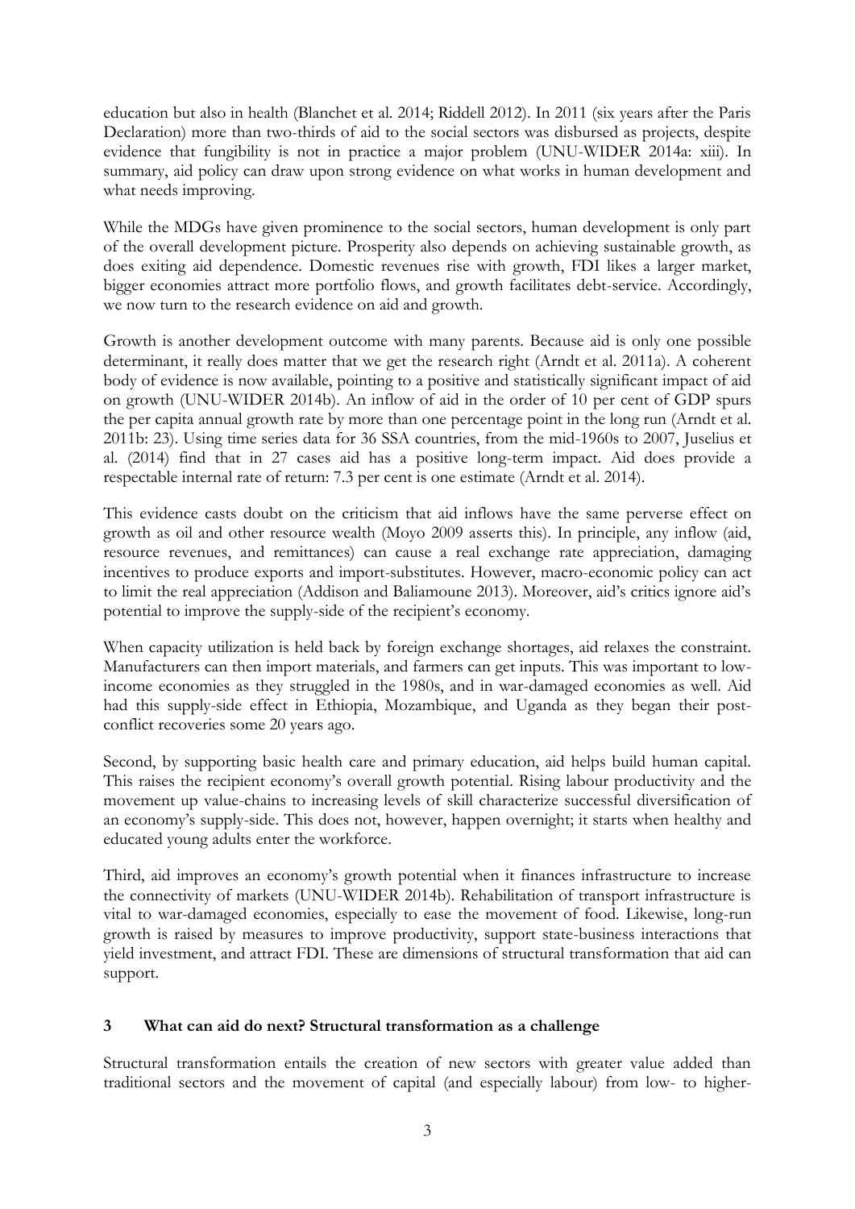education but also in health (Blanchet et al. 2014; Riddell 2012). In 2011 (six years after the Paris Declaration) more than two-thirds of aid to the social sectors was disbursed as projects, despite evidence that fungibility is not in practice a major problem (UNU-WIDER 2014a: xiii). In summary, aid policy can draw upon strong evidence on what works in human development and what needs improving.

While the MDGs have given prominence to the social sectors, human development is only part of the overall development picture. Prosperity also depends on achieving sustainable growth, as does exiting aid dependence. Domestic revenues rise with growth, FDI likes a larger market, bigger economies attract more portfolio flows, and growth facilitates debt-service. Accordingly, we now turn to the research evidence on aid and growth.

Growth is another development outcome with many parents. Because aid is only one possible determinant, it really does matter that we get the research right (Arndt et al. 2011a). A coherent body of evidence is now available, pointing to a positive and statistically significant impact of aid on growth (UNU-WIDER 2014b). An inflow of aid in the order of 10 per cent of GDP spurs the per capita annual growth rate by more than one percentage point in the long run (Arndt et al. 2011b: 23). Using time series data for 36 SSA countries, from the mid-1960s to 2007, Juselius et al. (2014) find that in 27 cases aid has a positive long-term impact. Aid does provide a respectable internal rate of return: 7.3 per cent is one estimate (Arndt et al. 2014).

This evidence casts doubt on the criticism that aid inflows have the same perverse effect on growth as oil and other resource wealth (Moyo 2009 asserts this). In principle, any inflow (aid, resource revenues, and remittances) can cause a real exchange rate appreciation, damaging incentives to produce exports and import-substitutes. However, macro-economic policy can act to limit the real appreciation (Addison and Baliamoune 2013). Moreover, aid's critics ignore aid's potential to improve the supply-side of the recipient's economy.

When capacity utilization is held back by foreign exchange shortages, aid relaxes the constraint. Manufacturers can then import materials, and farmers can get inputs. This was important to low-income economies as they struggled in the 1980s, and in war-damaged economies as well. Aid had this supply-side effect in Ethiopia, Mozambique, and Uganda as they began their post-conflict recoveries some 20 years ago.

Second, by supporting basic health care and primary education, aid helps build human capital. This raises the recipient economy's overall growth potential. Rising labour productivity and the movement up value-chains to increasing levels of skill characterize successful diversification of an economy's supply-side. This does not, however, happen overnight; it starts when healthy and educated young adults enter the workforce.

Third, aid improves an economy's growth potential when it finances infrastructure to increase the connectivity of markets (UNU-WIDER 2014b). Rehabilitation of transport infrastructure is vital to war-damaged economies, especially to ease the movement of food. Likewise, long-run growth is raised by measures to improve productivity, support state-business interactions that yield investment, and attract FDI. These are dimensions of structural transformation that aid can support.

## 3 What can aid do next? Structural transformation as a challenge

Structural transformation entails the creation of new sectors with greater value added than traditional sectors and the movement of capital (and especially labour) from low- to higher-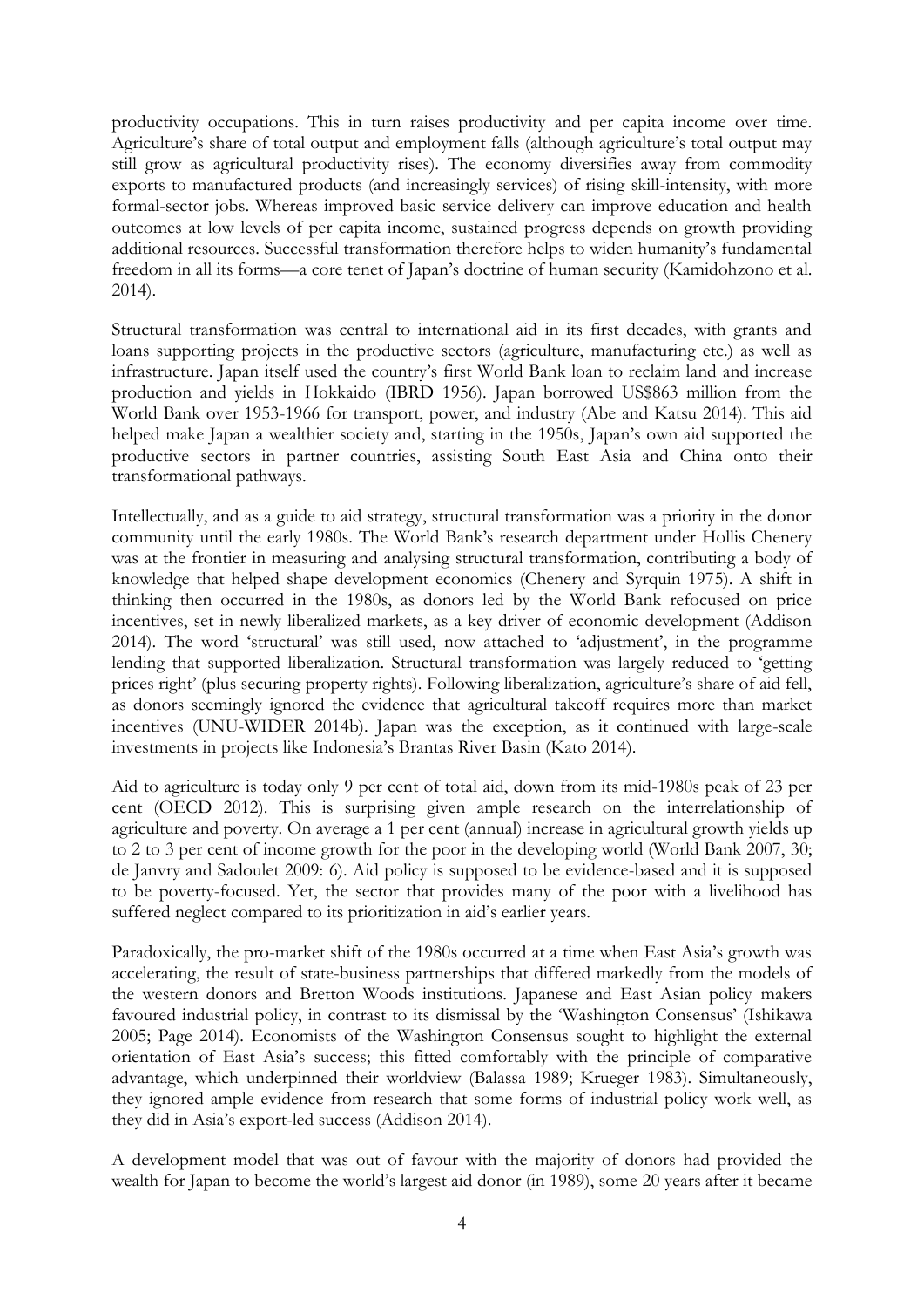productivity occupations. This in turn raises productivity and per capita income over time. Agriculture's share of total output and employment falls (although agriculture's total output may still grow as agricultural productivity rises). The economy diversifies away from commodity exports to manufactured products (and increasingly services) of rising skill-intensity, with more formal-sector jobs. Whereas improved basic service delivery can improve education and health outcomes at low levels of per capita income, sustained progress depends on growth providing additional resources. Successful transformation therefore helps to widen humanity's fundamental freedom in all its forms—a core tenet of Japan's doctrine of human security (Kamidohzono et al. 2014).

Structural transformation was central to international aid in its first decades, with grants and loans supporting projects in the productive sectors (agriculture, manufacturing etc.) as well as infrastructure. Japan itself used the country's first World Bank loan to reclaim land and increase production and yields in Hokkaido (IBRD 1956). Japan borrowed US$863 million from the World Bank over 1953-1966 for transport, power, and industry (Abe and Katsu 2014). This aid helped make Japan a wealthier society and, starting in the 1950s, Japan's own aid supported the productive sectors in partner countries, assisting South East Asia and China onto their transformational pathways.

Intellectually, and as a guide to aid strategy, structural transformation was a priority in the donor community until the early 1980s. The World Bank's research department under Hollis Chenery was at the frontier in measuring and analysing structural transformation, contributing a body of knowledge that helped shape development economics (Chenery and Syrquin 1975). A shift in thinking then occurred in the 1980s, as donors led by the World Bank refocused on price incentives, set in newly liberalized markets, as a key driver of economic development (Addison 2014). The word 'structural' was still used, now attached to 'adjustment', in the programme lending that supported liberalization. Structural transformation was largely reduced to 'getting prices right' (plus securing property rights). Following liberalization, agriculture's share of aid fell, as donors seemingly ignored the evidence that agricultural takeoff requires more than market incentives (UNU-WIDER 2014b). Japan was the exception, as it continued with large-scale investments in projects like Indonesia's Brantas River Basin (Kato 2014).

Aid to agriculture is today only 9 per cent of total aid, down from its mid-1980s peak of 23 per cent (OECD 2012). This is surprising given ample research on the interrelationship of agriculture and poverty. On average a 1 per cent (annual) increase in agricultural growth yields up to 2 to 3 per cent of income growth for the poor in the developing world (World Bank 2007, 30; de Janvry and Sadoulet 2009: 6). Aid policy is supposed to be evidence-based and it is supposed to be poverty-focused. Yet, the sector that provides many of the poor with a livelihood has suffered neglect compared to its prioritization in aid's earlier years.

Paradoxically, the pro-market shift of the 1980s occurred at a time when East Asia's growth was accelerating, the result of state-business partnerships that differed markedly from the models of the western donors and Bretton Woods institutions. Japanese and East Asian policy makers favoured industrial policy, in contrast to its dismissal by the 'Washington Consensus' (Ishikawa 2005; Page 2014). Economists of the Washington Consensus sought to highlight the external orientation of East Asia's success; this fitted comfortably with the principle of comparative advantage, which underpinned their worldview (Balassa 1989; Krueger 1983). Simultaneously, they ignored ample evidence from research that some forms of industrial policy work well, as they did in Asia's export-led success (Addison 2014).

A development model that was out of favour with the majority of donors had provided the wealth for Japan to become the world's largest aid donor (in 1989), some 20 years after it became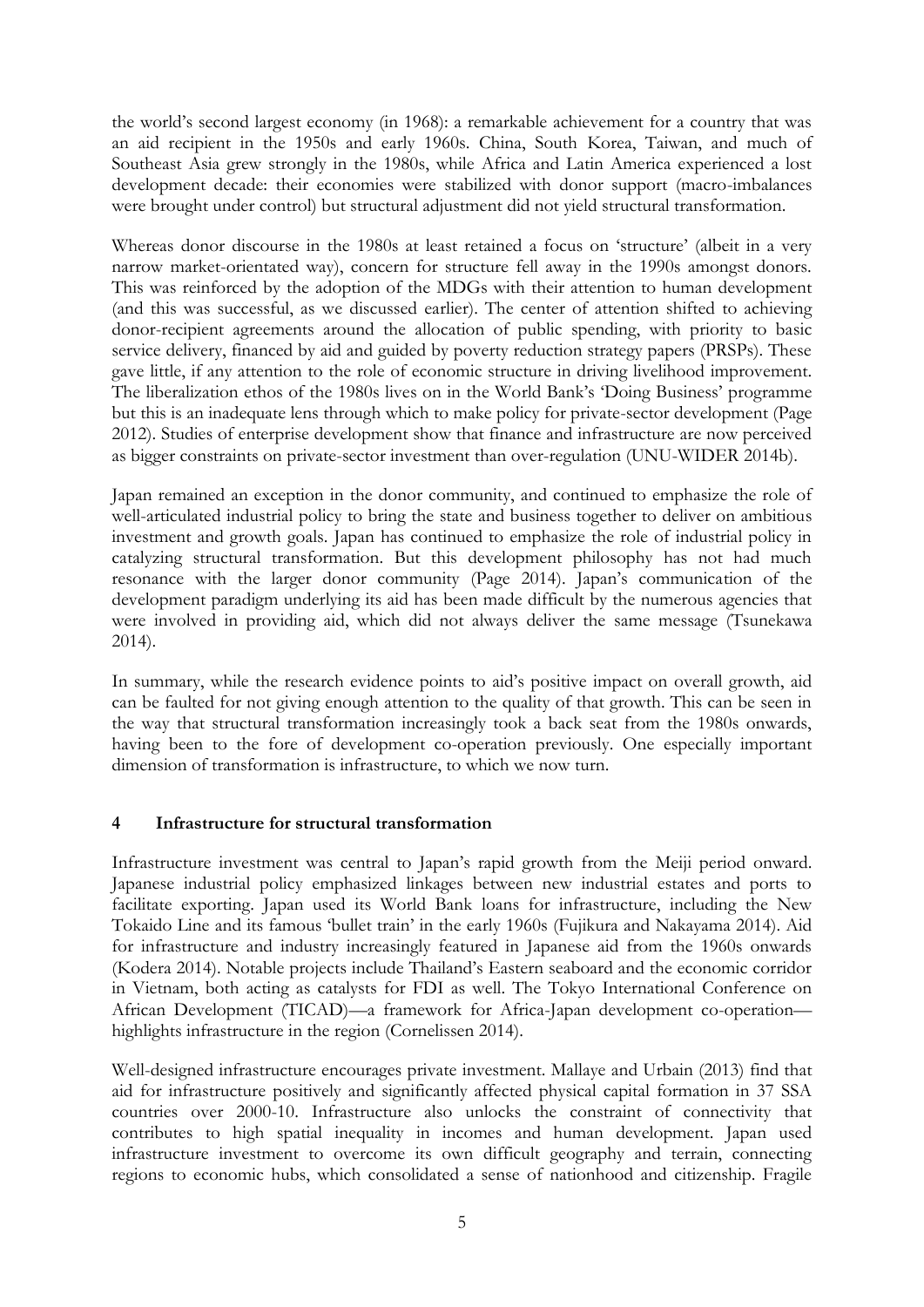the world's second largest economy (in 1968): a remarkable achievement for a country that was an aid recipient in the 1950s and early 1960s. China, South Korea, Taiwan, and much of Southeast Asia grew strongly in the 1980s, while Africa and Latin America experienced a lost development decade: their economies were stabilized with donor support (macro-imbalances were brought under control) but structural adjustment did not yield structural transformation.

Whereas donor discourse in the 1980s at least retained a focus on 'structure' (albeit in a very narrow market-orientated way), concern for structure fell away in the 1990s amongst donors. This was reinforced by the adoption of the MDGs with their attention to human development (and this was successful, as we discussed earlier). The center of attention shifted to achieving donor-recipient agreements around the allocation of public spending, with priority to basic service delivery, financed by aid and guided by poverty reduction strategy papers (PRSPs). These gave little, if any attention to the role of economic structure in driving livelihood improvement. The liberalization ethos of the 1980s lives on in the World Bank's 'Doing Business' programme but this is an inadequate lens through which to make policy for private-sector development (Page 2012). Studies of enterprise development show that finance and infrastructure are now perceived as bigger constraints on private-sector investment than over-regulation (UNU-WIDER 2014b).

Japan remained an exception in the donor community, and continued to emphasize the role of well-articulated industrial policy to bring the state and business together to deliver on ambitious investment and growth goals. Japan has continued to emphasize the role of industrial policy in catalyzing structural transformation. But this development philosophy has not had much resonance with the larger donor community (Page 2014). Japan's communication of the development paradigm underlying its aid has been made difficult by the numerous agencies that were involved in providing aid, which did not always deliver the same message (Tsunekawa 2014).

In summary, while the research evidence points to aid's positive impact on overall growth, aid can be faulted for not giving enough attention to the quality of that growth. This can be seen in the way that structural transformation increasingly took a back seat from the 1980s onwards, having been to the fore of development co-operation previously. One especially important dimension of transformation is infrastructure, to which we now turn.

## 4 Infrastructure for structural transformation

Infrastructure investment was central to Japan's rapid growth from the Meiji period onward. Japanese industrial policy emphasized linkages between new industrial estates and ports to facilitate exporting. Japan used its World Bank loans for infrastructure, including the New Tokaido Line and its famous 'bullet train' in the early 1960s (Fujikura and Nakayama 2014). Aid for infrastructure and industry increasingly featured in Japanese aid from the 1960s onwards (Kodera 2014). Notable projects include Thailand's Eastern seaboard and the economic corridor in Vietnam, both acting as catalysts for FDI as well. The Tokyo International Conference on African Development (TICAD)—a framework for Africa-Japan development co-operation—highlights infrastructure in the region (Cornelissen 2014).

Well-designed infrastructure encourages private investment. Mallaye and Urbain (2013) find that aid for infrastructure positively and significantly affected physical capital formation in 37 SSA countries over 2000-10. Infrastructure also unlocks the constraint of connectivity that contributes to high spatial inequality in incomes and human development. Japan used infrastructure investment to overcome its own difficult geography and terrain, connecting regions to economic hubs, which consolidated a sense of nationhood and citizenship. Fragile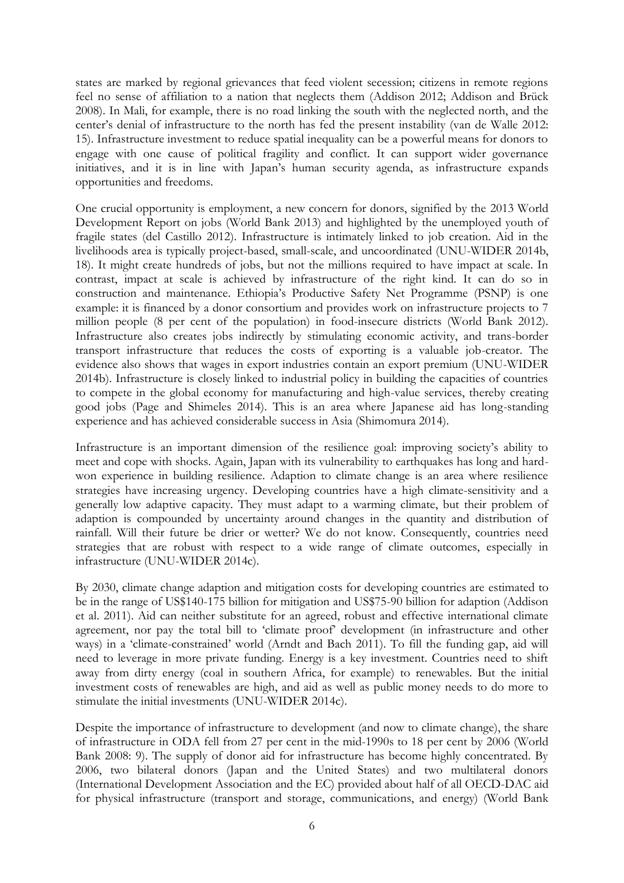states are marked by regional grievances that feed violent secession; citizens in remote regions feel no sense of affiliation to a nation that neglects them (Addison 2012; Addison and Brück 2008). In Mali, for example, there is no road linking the south with the neglected north, and the center's denial of infrastructure to the north has fed the present instability (van de Walle 2012: 15). Infrastructure investment to reduce spatial inequality can be a powerful means for donors to engage with one cause of political fragility and conflict. It can support wider governance initiatives, and it is in line with Japan's human security agenda, as infrastructure expands opportunities and freedoms.

One crucial opportunity is employment, a new concern for donors, signified by the 2013 World Development Report on jobs (World Bank 2013) and highlighted by the unemployed youth of fragile states (del Castillo 2012). Infrastructure is intimately linked to job creation. Aid in the livelihoods area is typically project-based, small-scale, and uncoordinated (UNU-WIDER 2014b, 18). It might create hundreds of jobs, but not the millions required to have impact at scale. In contrast, impact at scale is achieved by infrastructure of the right kind. It can do so in construction and maintenance. Ethiopia's Productive Safety Net Programme (PSNP) is one example: it is financed by a donor consortium and provides work on infrastructure projects to 7 million people (8 per cent of the population) in food-insecure districts (World Bank 2012). Infrastructure also creates jobs indirectly by stimulating economic activity, and trans-border transport infrastructure that reduces the costs of exporting is a valuable job-creator. The evidence also shows that wages in export industries contain an export premium (UNU-WIDER 2014b). Infrastructure is closely linked to industrial policy in building the capacities of countries to compete in the global economy for manufacturing and high-value services, thereby creating good jobs (Page and Shimeles 2014). This is an area where Japanese aid has long-standing experience and has achieved considerable success in Asia (Shimomura 2014).

Infrastructure is an important dimension of the resilience goal: improving society's ability to meet and cope with shocks. Again, Japan with its vulnerability to earthquakes has long and hard-won experience in building resilience. Adaption to climate change is an area where resilience strategies have increasing urgency. Developing countries have a high climate-sensitivity and a generally low adaptive capacity. They must adapt to a warming climate, but their problem of adaption is compounded by uncertainty around changes in the quantity and distribution of rainfall. Will their future be drier or wetter? We do not know. Consequently, countries need strategies that are robust with respect to a wide range of climate outcomes, especially in infrastructure (UNU-WIDER 2014c).

By 2030, climate change adaption and mitigation costs for developing countries are estimated to be in the range of US$140-175 billion for mitigation and US$75-90 billion for adaption (Addison et al. 2011). Aid can neither substitute for an agreed, robust and effective international climate agreement, nor pay the total bill to 'climate proof' development (in infrastructure and other ways) in a 'climate-constrained' world (Arndt and Bach 2011). To fill the funding gap, aid will need to leverage in more private funding. Energy is a key investment. Countries need to shift away from dirty energy (coal in southern Africa, for example) to renewables. But the initial investment costs of renewables are high, and aid as well as public money needs to do more to stimulate the initial investments (UNU-WIDER 2014c).

Despite the importance of infrastructure to development (and now to climate change), the share of infrastructure in ODA fell from 27 per cent in the mid-1990s to 18 per cent by 2006 (World Bank 2008: 9). The supply of donor aid for infrastructure has become highly concentrated. By 2006, two bilateral donors (Japan and the United States) and two multilateral donors (International Development Association and the EC) provided about half of all OECD-DAC aid for physical infrastructure (transport and storage, communications, and energy) (World Bank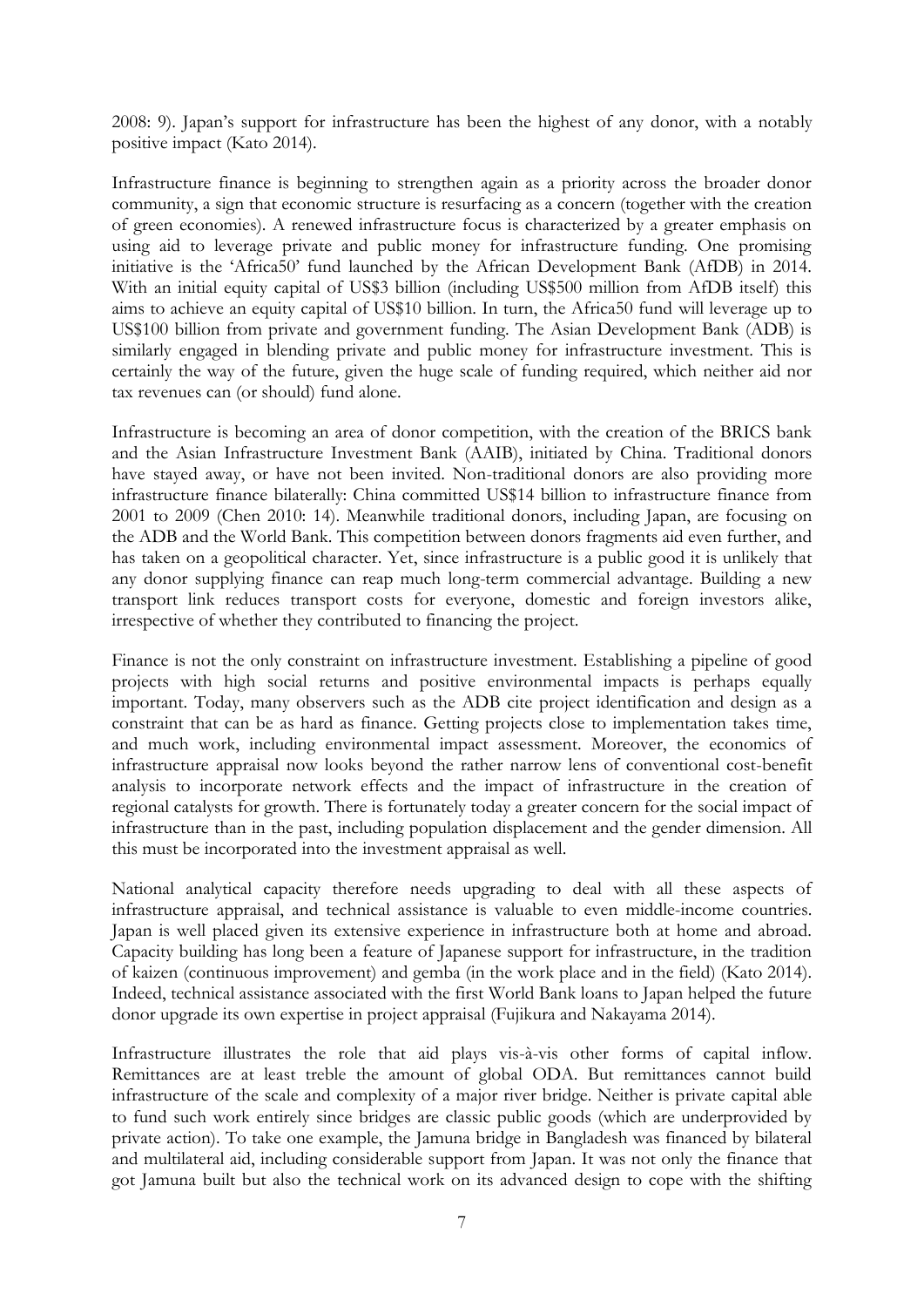2008: 9). Japan's support for infrastructure has been the highest of any donor, with a notably positive impact (Kato 2014).

Infrastructure finance is beginning to strengthen again as a priority across the broader donor community, a sign that economic structure is resurfacing as a concern (together with the creation of green economies). A renewed infrastructure focus is characterized by a greater emphasis on using aid to leverage private and public money for infrastructure funding. One promising initiative is the 'Africa50' fund launched by the African Development Bank (AfDB) in 2014. With an initial equity capital of US$3 billion (including US$500 million from AfDB itself) this aims to achieve an equity capital of US$10 billion. In turn, the Africa50 fund will leverage up to US$100 billion from private and government funding. The Asian Development Bank (ADB) is similarly engaged in blending private and public money for infrastructure investment. This is certainly the way of the future, given the huge scale of funding required, which neither aid nor tax revenues can (or should) fund alone.

Infrastructure is becoming an area of donor competition, with the creation of the BRICS bank and the Asian Infrastructure Investment Bank (AAIB), initiated by China. Traditional donors have stayed away, or have not been invited. Non-traditional donors are also providing more infrastructure finance bilaterally: China committed US$14 billion to infrastructure finance from 2001 to 2009 (Chen 2010: 14). Meanwhile traditional donors, including Japan, are focusing on the ADB and the World Bank. This competition between donors fragments aid even further, and has taken on a geopolitical character. Yet, since infrastructure is a public good it is unlikely that any donor supplying finance can reap much long-term commercial advantage. Building a new transport link reduces transport costs for everyone, domestic and foreign investors alike, irrespective of whether they contributed to financing the project.

Finance is not the only constraint on infrastructure investment. Establishing a pipeline of good projects with high social returns and positive environmental impacts is perhaps equally important. Today, many observers such as the ADB cite project identification and design as a constraint that can be as hard as finance. Getting projects close to implementation takes time, and much work, including environmental impact assessment. Moreover, the economics of infrastructure appraisal now looks beyond the rather narrow lens of conventional cost-benefit analysis to incorporate network effects and the impact of infrastructure in the creation of regional catalysts for growth. There is fortunately today a greater concern for the social impact of infrastructure than in the past, including population displacement and the gender dimension. All this must be incorporated into the investment appraisal as well.

National analytical capacity therefore needs upgrading to deal with all these aspects of infrastructure appraisal, and technical assistance is valuable to even middle-income countries. Japan is well placed given its extensive experience in infrastructure both at home and abroad. Capacity building has long been a feature of Japanese support for infrastructure, in the tradition of kaizen (continuous improvement) and gemba (in the work place and in the field) (Kato 2014). Indeed, technical assistance associated with the first World Bank loans to Japan helped the future donor upgrade its own expertise in project appraisal (Fujikura and Nakayama 2014).

Infrastructure illustrates the role that aid plays vis-à-vis other forms of capital inflow. Remittances are at least treble the amount of global ODA. But remittances cannot build infrastructure of the scale and complexity of a major river bridge. Neither is private capital able to fund such work entirely since bridges are classic public goods (which are underprovided by private action). To take one example, the Jamuna bridge in Bangladesh was financed by bilateral and multilateral aid, including considerable support from Japan. It was not only the finance that got Jamuna built but also the technical work on its advanced design to cope with the shifting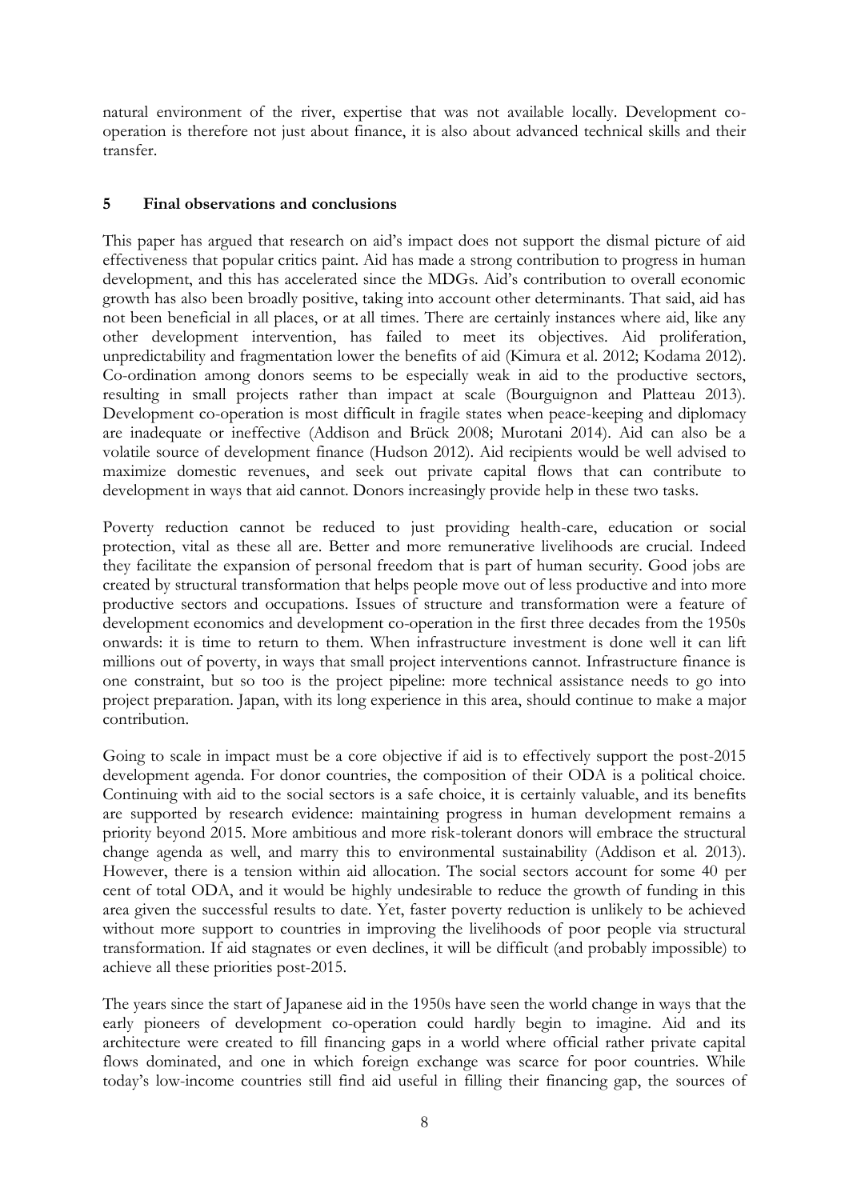natural environment of the river, expertise that was not available locally. Development co-operation is therefore not just about finance, it is also about advanced technical skills and their transfer.

## 5 Final observations and conclusions

This paper has argued that research on aid's impact does not support the dismal picture of aid effectiveness that popular critics paint. Aid has made a strong contribution to progress in human development, and this has accelerated since the MDGs. Aid's contribution to overall economic growth has also been broadly positive, taking into account other determinants. That said, aid has not been beneficial in all places, or at all times. There are certainly instances where aid, like any other development intervention, has failed to meet its objectives. Aid proliferation, unpredictability and fragmentation lower the benefits of aid (Kimura et al. 2012; Kodama 2012). Co-ordination among donors seems to be especially weak in aid to the productive sectors, resulting in small projects rather than impact at scale (Bourguignon and Platteau 2013). Development co-operation is most difficult in fragile states when peace-keeping and diplomacy are inadequate or ineffective (Addison and Brück 2008; Murotani 2014). Aid can also be a volatile source of development finance (Hudson 2012). Aid recipients would be well advised to maximize domestic revenues, and seek out private capital flows that can contribute to development in ways that aid cannot. Donors increasingly provide help in these two tasks.

Poverty reduction cannot be reduced to just providing health-care, education or social protection, vital as these all are. Better and more remunerative livelihoods are crucial. Indeed they facilitate the expansion of personal freedom that is part of human security. Good jobs are created by structural transformation that helps people move out of less productive and into more productive sectors and occupations. Issues of structure and transformation were a feature of development economics and development co-operation in the first three decades from the 1950s onwards: it is time to return to them. When infrastructure investment is done well it can lift millions out of poverty, in ways that small project interventions cannot. Infrastructure finance is one constraint, but so too is the project pipeline: more technical assistance needs to go into project preparation. Japan, with its long experience in this area, should continue to make a major contribution.

Going to scale in impact must be a core objective if aid is to effectively support the post-2015 development agenda. For donor countries, the composition of their ODA is a political choice. Continuing with aid to the social sectors is a safe choice, it is certainly valuable, and its benefits are supported by research evidence: maintaining progress in human development remains a priority beyond 2015. More ambitious and more risk-tolerant donors will embrace the structural change agenda as well, and marry this to environmental sustainability (Addison et al. 2013). However, there is a tension within aid allocation. The social sectors account for some 40 per cent of total ODA, and it would be highly undesirable to reduce the growth of funding in this area given the successful results to date. Yet, faster poverty reduction is unlikely to be achieved without more support to countries in improving the livelihoods of poor people via structural transformation. If aid stagnates or even declines, it will be difficult (and probably impossible) to achieve all these priorities post-2015.

The years since the start of Japanese aid in the 1950s have seen the world change in ways that the early pioneers of development co-operation could hardly begin to imagine. Aid and its architecture were created to fill financing gaps in a world where official rather private capital flows dominated, and one in which foreign exchange was scarce for poor countries. While today's low-income countries still find aid useful in filling their financing gap, the sources of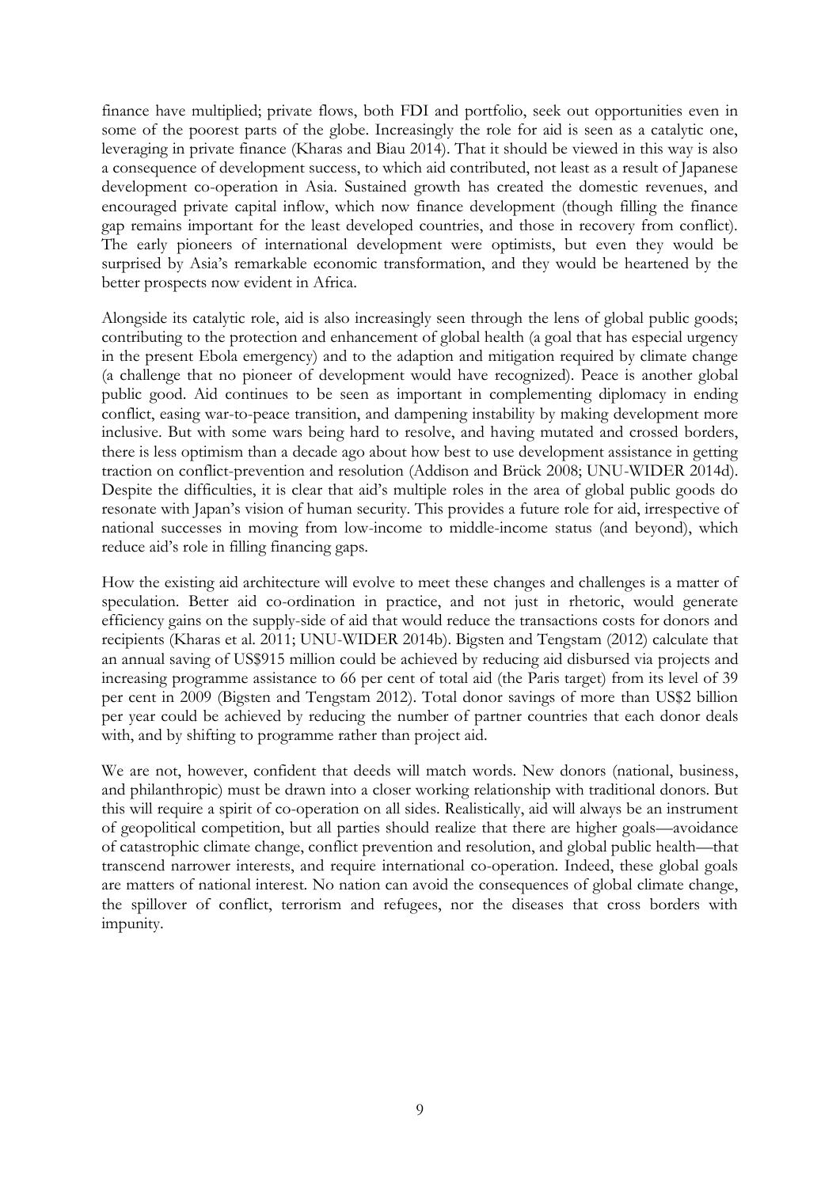finance have multiplied; private flows, both FDI and portfolio, seek out opportunities even in some of the poorest parts of the globe. Increasingly the role for aid is seen as a catalytic one, leveraging in private finance (Kharas and Biau 2014). That it should be viewed in this way is also a consequence of development success, to which aid contributed, not least as a result of Japanese development co-operation in Asia. Sustained growth has created the domestic revenues, and encouraged private capital inflow, which now finance development (though filling the finance gap remains important for the least developed countries, and those in recovery from conflict). The early pioneers of international development were optimists, but even they would be surprised by Asia's remarkable economic transformation, and they would be heartened by the better prospects now evident in Africa.

Alongside its catalytic role, aid is also increasingly seen through the lens of global public goods; contributing to the protection and enhancement of global health (a goal that has especial urgency in the present Ebola emergency) and to the adaption and mitigation required by climate change (a challenge that no pioneer of development would have recognized). Peace is another global public good. Aid continues to be seen as important in complementing diplomacy in ending conflict, easing war-to-peace transition, and dampening instability by making development more inclusive. But with some wars being hard to resolve, and having mutated and crossed borders, there is less optimism than a decade ago about how best to use development assistance in getting traction on conflict-prevention and resolution (Addison and Brück 2008; UNU-WIDER 2014d). Despite the difficulties, it is clear that aid's multiple roles in the area of global public goods do resonate with Japan's vision of human security. This provides a future role for aid, irrespective of national successes in moving from low-income to middle-income status (and beyond), which reduce aid's role in filling financing gaps.

How the existing aid architecture will evolve to meet these changes and challenges is a matter of speculation. Better aid co-ordination in practice, and not just in rhetoric, would generate efficiency gains on the supply-side of aid that would reduce the transactions costs for donors and recipients (Kharas et al. 2011; UNU-WIDER 2014b). Bigsten and Tengstam (2012) calculate that an annual saving of US$915 million could be achieved by reducing aid disbursed via projects and increasing programme assistance to 66 per cent of total aid (the Paris target) from its level of 39 per cent in 2009 (Bigsten and Tengstam 2012). Total donor savings of more than US$2 billion per year could be achieved by reducing the number of partner countries that each donor deals with, and by shifting to programme rather than project aid.

We are not, however, confident that deeds will match words. New donors (national, business, and philanthropic) must be drawn into a closer working relationship with traditional donors. But this will require a spirit of co-operation on all sides. Realistically, aid will always be an instrument of geopolitical competition, but all parties should realize that there are higher goals—avoidance of catastrophic climate change, conflict prevention and resolution, and global public health—that transcend narrower interests, and require international co-operation. Indeed, these global goals are matters of national interest. No nation can avoid the consequences of global climate change, the spillover of conflict, terrorism and refugees, nor the diseases that cross borders with impunity.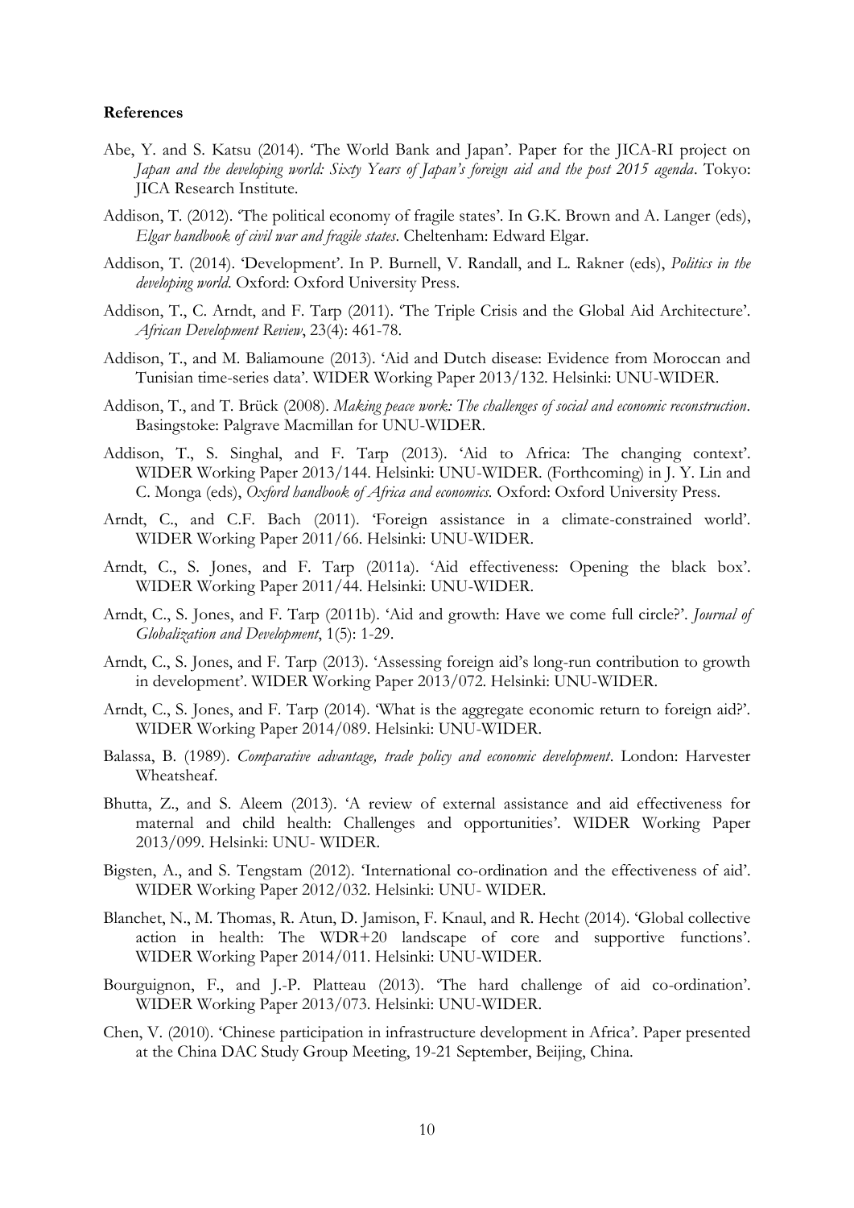**References**

Abe, Y. and S. Katsu (2014). 'The World Bank and Japan'. Paper for the JICA-RI project on *Japan and the developing world: Sixty Years of Japan's foreign aid and the post 2015 agenda*. Tokyo: JICA Research Institute.

Addison, T. (2012). 'The political economy of fragile states'. In G.K. Brown and A. Langer (eds), *Elgar handbook of civil war and fragile states*. Cheltenham: Edward Elgar.

Addison, T. (2014). 'Development'. In P. Burnell, V. Randall, and L. Rakner (eds), *Politics in the developing world*. Oxford: Oxford University Press.

Addison, T., C. Arndt, and F. Tarp (2011). 'The Triple Crisis and the Global Aid Architecture'. *African Development Review*, 23(4): 461-78.

Addison, T., and M. Baliamoune (2013). 'Aid and Dutch disease: Evidence from Moroccan and Tunisian time-series data'. WIDER Working Paper 2013/132. Helsinki: UNU-WIDER.

Addison, T., and T. Brück (2008). *Making peace work: The challenges of social and economic reconstruction*. Basingstoke: Palgrave Macmillan for UNU-WIDER.

Addison, T., S. Singhal, and F. Tarp (2013). 'Aid to Africa: The changing context'. WIDER Working Paper 2013/144. Helsinki: UNU-WIDER. (Forthcoming) in J. Y. Lin and C. Monga (eds), *Oxford handbook of Africa and economics*. Oxford: Oxford University Press.

Arndt, C., and C.F. Bach (2011). 'Foreign assistance in a climate-constrained world'. WIDER Working Paper 2011/66. Helsinki: UNU-WIDER.

Arndt, C., S. Jones, and F. Tarp (2011a). 'Aid effectiveness: Opening the black box'. WIDER Working Paper 2011/44. Helsinki: UNU-WIDER.

Arndt, C., S. Jones, and F. Tarp (2011b). 'Aid and growth: Have we come full circle?'. *Journal of Globalization and Development*, 1(5): 1-29.

Arndt, C., S. Jones, and F. Tarp (2013). 'Assessing foreign aid's long-run contribution to growth in development'. WIDER Working Paper 2013/072. Helsinki: UNU-WIDER.

Arndt, C., S. Jones, and F. Tarp (2014). 'What is the aggregate economic return to foreign aid?'. WIDER Working Paper 2014/089. Helsinki: UNU-WIDER.

Balassa, B. (1989). *Comparative advantage, trade policy and economic development*. London: Harvester Wheatsheaf.

Bhutta, Z., and S. Aleem (2013). 'A review of external assistance and aid effectiveness for maternal and child health: Challenges and opportunities'. WIDER Working Paper 2013/099. Helsinki: UNU- WIDER.

Bigsten, A., and S. Tengstam (2012). 'International co-ordination and the effectiveness of aid'. WIDER Working Paper 2012/032. Helsinki: UNU- WIDER.

Blanchet, N., M. Thomas, R. Atun, D. Jamison, F. Knaul, and R. Hecht (2014). 'Global collective action in health: The WDR+20 landscape of core and supportive functions'. WIDER Working Paper 2014/011. Helsinki: UNU-WIDER.

Bourguignon, F., and J.-P. Platteau (2013). 'The hard challenge of aid co-ordination'. WIDER Working Paper 2013/073. Helsinki: UNU-WIDER.

Chen, V. (2010). 'Chinese participation in infrastructure development in Africa'. Paper presented at the China DAC Study Group Meeting, 19-21 September, Beijing, China.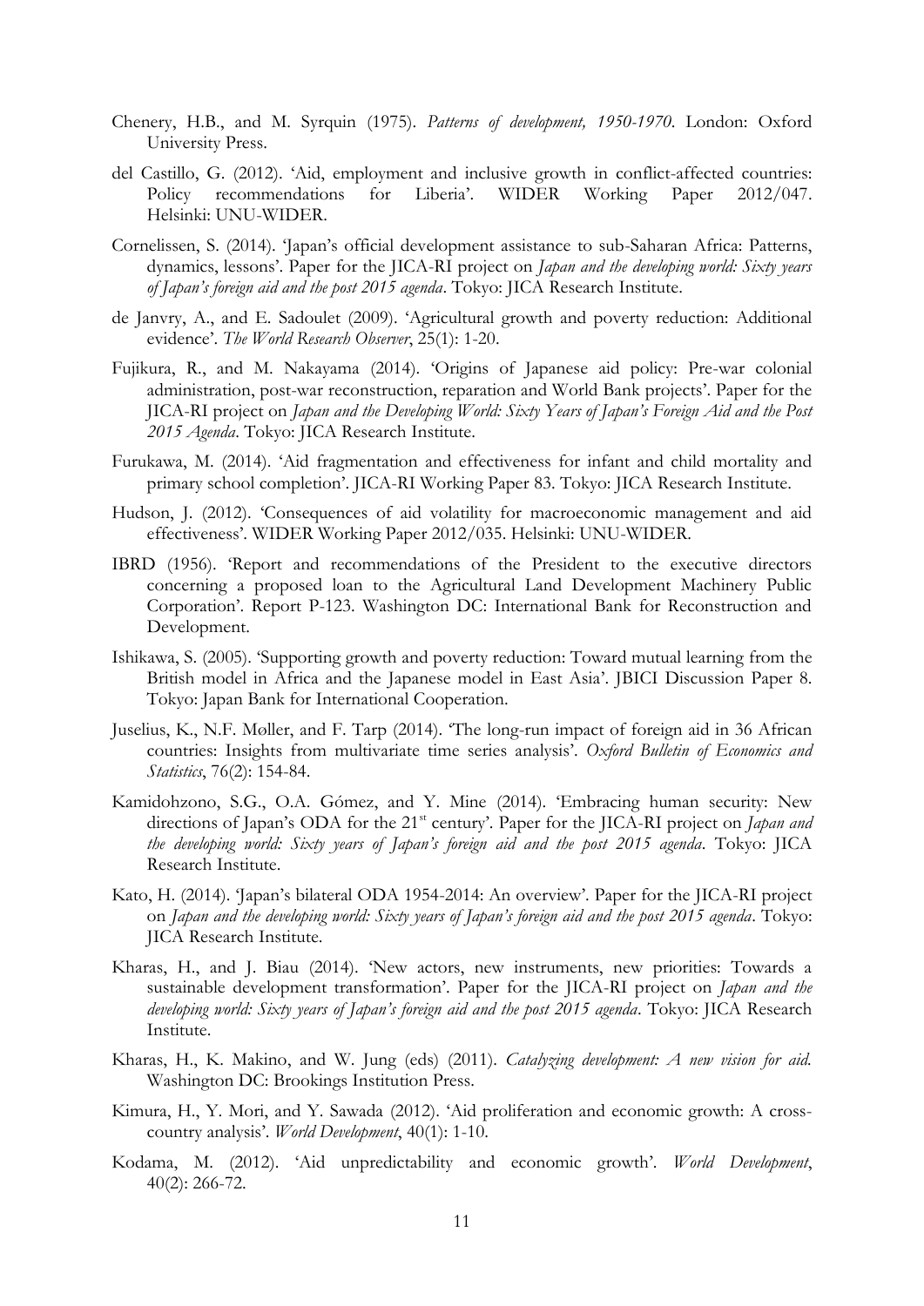Chenery, H.B., and M. Syrquin (1975). *Patterns of development, 1950-1970*. London: Oxford University Press.

del Castillo, G. (2012). 'Aid, employment and inclusive growth in conflict-affected countries: Policy recommendations for Liberia'. WIDER Working Paper 2012/047. Helsinki: UNU-WIDER.

Cornelissen, S. (2014). 'Japan's official development assistance to sub-Saharan Africa: Patterns, dynamics, lessons'. Paper for the JICA-RI project on *Japan and the developing world: Sixty years of Japan's foreign aid and the post 2015 agenda*. Tokyo: JICA Research Institute.

de Janvry, A., and E. Sadoulet (2009). 'Agricultural growth and poverty reduction: Additional evidence'. *The World Research Observer*, 25(1): 1-20.

Fujikura, R., and M. Nakayama (2014). 'Origins of Japanese aid policy: Pre-war colonial administration, post-war reconstruction, reparation and World Bank projects'. Paper for the JICA-RI project on *Japan and the Developing World: Sixty Years of Japan's Foreign Aid and the Post 2015 Agenda*. Tokyo: JICA Research Institute.

Furukawa, M. (2014). 'Aid fragmentation and effectiveness for infant and child mortality and primary school completion'. JICA-RI Working Paper 83. Tokyo: JICA Research Institute.

Hudson, J. (2012). 'Consequences of aid volatility for macroeconomic management and aid effectiveness'. WIDER Working Paper 2012/035. Helsinki: UNU-WIDER.

IBRD (1956). 'Report and recommendations of the President to the executive directors concerning a proposed loan to the Agricultural Land Development Machinery Public Corporation'. Report P-123. Washington DC: International Bank for Reconstruction and Development.

Ishikawa, S. (2005). 'Supporting growth and poverty reduction: Toward mutual learning from the British model in Africa and the Japanese model in East Asia'. JBICI Discussion Paper 8. Tokyo: Japan Bank for International Cooperation.

Juselius, K., N.F. Møller, and F. Tarp (2014). 'The long-run impact of foreign aid in 36 African countries: Insights from multivariate time series analysis'. *Oxford Bulletin of Economics and Statistics*, 76(2): 154-84.

Kamidohzono, S.G., O.A. Gómez, and Y. Mine (2014). 'Embracing human security: New directions of Japan's ODA for the 21st century'. Paper for the JICA-RI project on *Japan and the developing world: Sixty years of Japan's foreign aid and the post 2015 agenda*. Tokyo: JICA Research Institute.

Kato, H. (2014). 'Japan's bilateral ODA 1954-2014: An overview'. Paper for the JICA-RI project on *Japan and the developing world: Sixty years of Japan's foreign aid and the post 2015 agenda*. Tokyo: JICA Research Institute.

Kharas, H., and J. Biau (2014). 'New actors, new instruments, new priorities: Towards a sustainable development transformation'. Paper for the JICA-RI project on *Japan and the developing world: Sixty years of Japan's foreign aid and the post 2015 agenda*. Tokyo: JICA Research Institute.

Kharas, H., K. Makino, and W. Jung (eds) (2011). *Catalyzing development: A new vision for aid.* Washington DC: Brookings Institution Press.

Kimura, H., Y. Mori, and Y. Sawada (2012). 'Aid proliferation and economic growth: A cross-country analysis'. *World Development*, 40(1): 1-10.

Kodama, M. (2012). 'Aid unpredictability and economic growth'. *World Development*, 40(2): 266-72.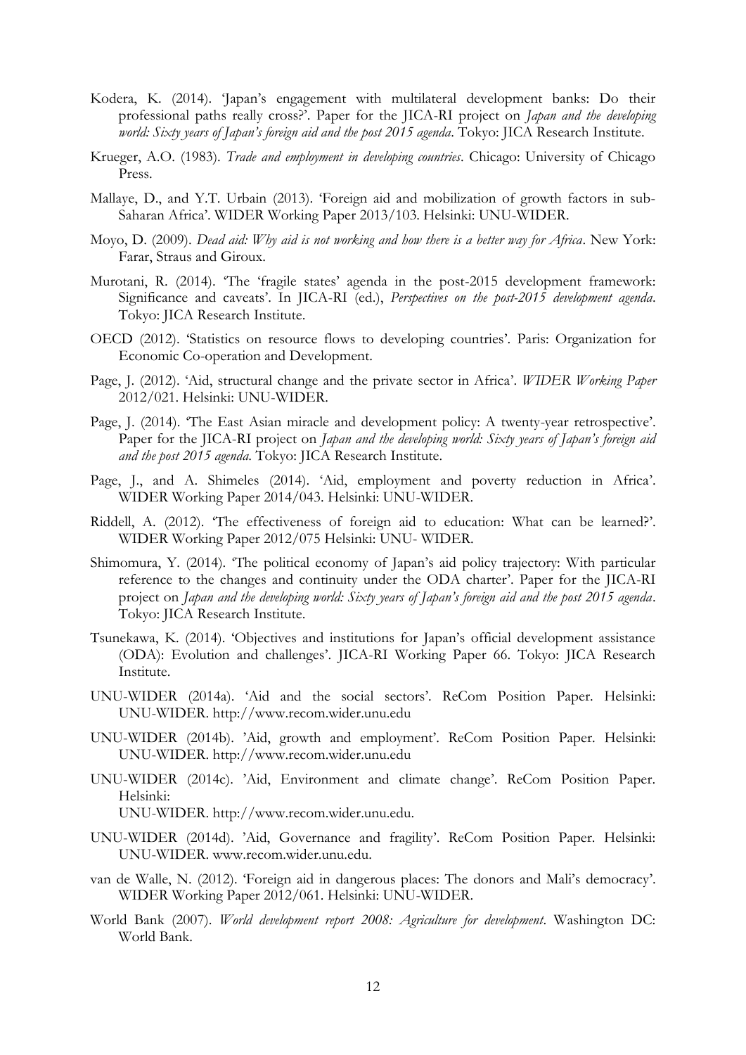Kodera, K. (2014). 'Japan's engagement with multilateral development banks: Do their professional paths really cross?'. Paper for the JICA-RI project on *Japan and the developing world: Sixty years of Japan's foreign aid and the post 2015 agenda*. Tokyo: JICA Research Institute.

Krueger, A.O. (1983). *Trade and employment in developing countries*. Chicago: University of Chicago Press.

Mallaye, D., and Y.T. Urbain (2013). 'Foreign aid and mobilization of growth factors in sub-Saharan Africa'. WIDER Working Paper 2013/103. Helsinki: UNU-WIDER.

Moyo, D. (2009). *Dead aid: Why aid is not working and how there is a better way for Africa*. New York: Farar, Straus and Giroux.

Murotani, R. (2014). 'The 'fragile states' agenda in the post-2015 development framework: Significance and caveats'. In JICA-RI (ed.), *Perspectives on the post-2015 development agenda*. Tokyo: JICA Research Institute.

OECD (2012). 'Statistics on resource flows to developing countries'. Paris: Organization for Economic Co-operation and Development.

Page, J. (2012). 'Aid, structural change and the private sector in Africa'. *WIDER Working Paper* 2012/021. Helsinki: UNU-WIDER.

Page, J. (2014). 'The East Asian miracle and development policy: A twenty-year retrospective'. Paper for the JICA-RI project on *Japan and the developing world: Sixty years of Japan's foreign aid and the post 2015 agenda*. Tokyo: JICA Research Institute.

Page, J., and A. Shimeles (2014). 'Aid, employment and poverty reduction in Africa'. WIDER Working Paper 2014/043. Helsinki: UNU-WIDER.

Riddell, A. (2012). 'The effectiveness of foreign aid to education: What can be learned?'. WIDER Working Paper 2012/075 Helsinki: UNU- WIDER.

Shimomura, Y. (2014). 'The political economy of Japan's aid policy trajectory: With particular reference to the changes and continuity under the ODA charter'. Paper for the JICA-RI project on *Japan and the developing world: Sixty years of Japan's foreign aid and the post 2015 agenda*. Tokyo: JICA Research Institute.

Tsunekawa, K. (2014). 'Objectives and institutions for Japan's official development assistance (ODA): Evolution and challenges'. JICA-RI Working Paper 66. Tokyo: JICA Research Institute.

UNU-WIDER (2014a). 'Aid and the social sectors'. ReCom Position Paper. Helsinki: UNU-WIDER. http://www.recom.wider.unu.edu

UNU-WIDER (2014b). 'Aid, growth and employment'. ReCom Position Paper. Helsinki: UNU-WIDER. http://www.recom.wider.unu.edu

UNU-WIDER (2014c). 'Aid, Environment and climate change'. ReCom Position Paper. Helsinki:
UNU-WIDER. http://www.recom.wider.unu.edu.

UNU-WIDER (2014d). 'Aid, Governance and fragility'. ReCom Position Paper. Helsinki: UNU-WIDER. www.recom.wider.unu.edu.

van de Walle, N. (2012). 'Foreign aid in dangerous places: The donors and Mali's democracy'. WIDER Working Paper 2012/061. Helsinki: UNU-WIDER.

World Bank (2007). *World development report 2008: Agriculture for development*. Washington DC: World Bank.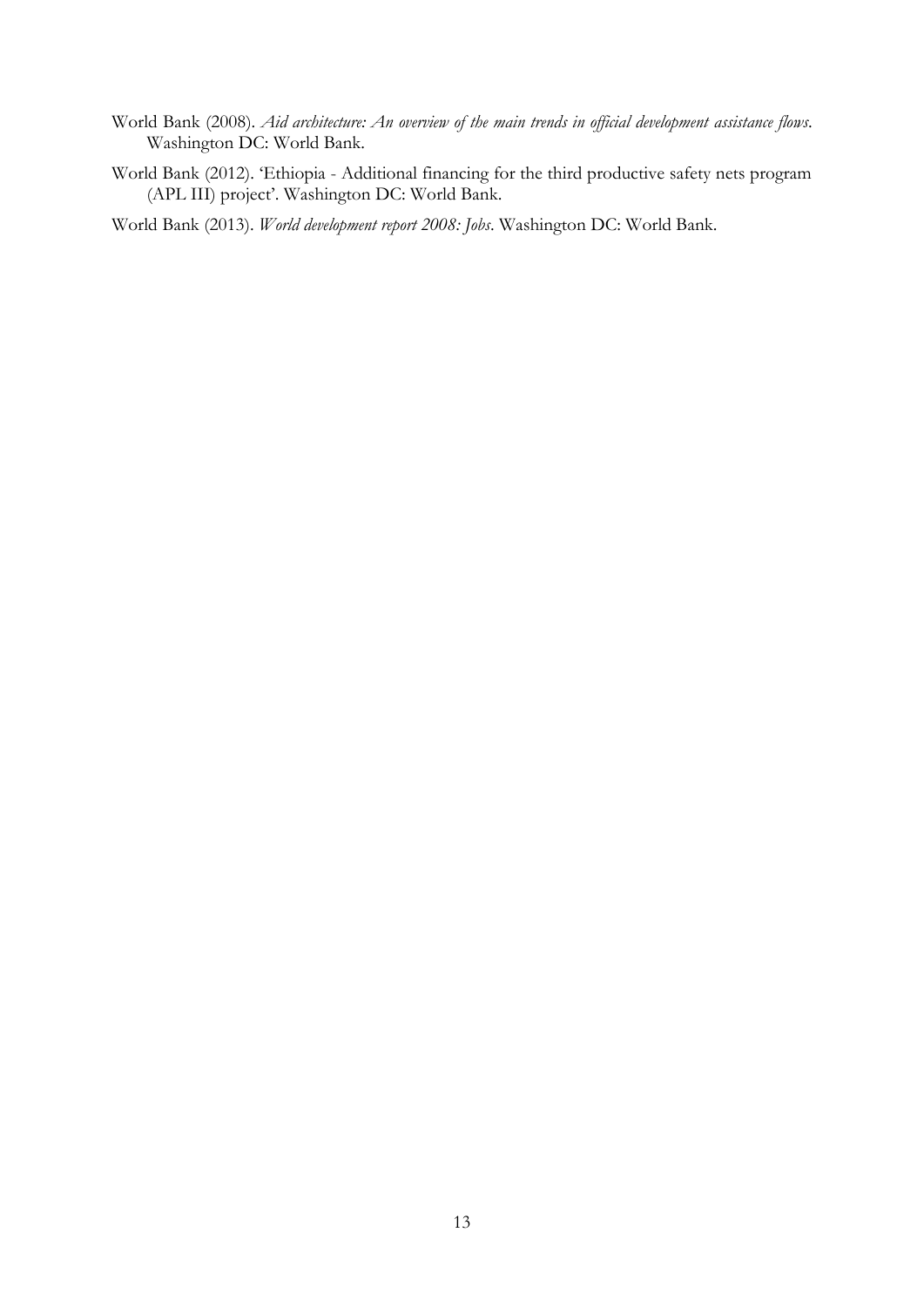World Bank (2008). *Aid architecture: An overview of the main trends in official development assistance flows*. Washington DC: World Bank.

World Bank (2012). 'Ethiopia - Additional financing for the third productive safety nets program (APL III) project'. Washington DC: World Bank.

World Bank (2013). *World development report 2008: Jobs*. Washington DC: World Bank.